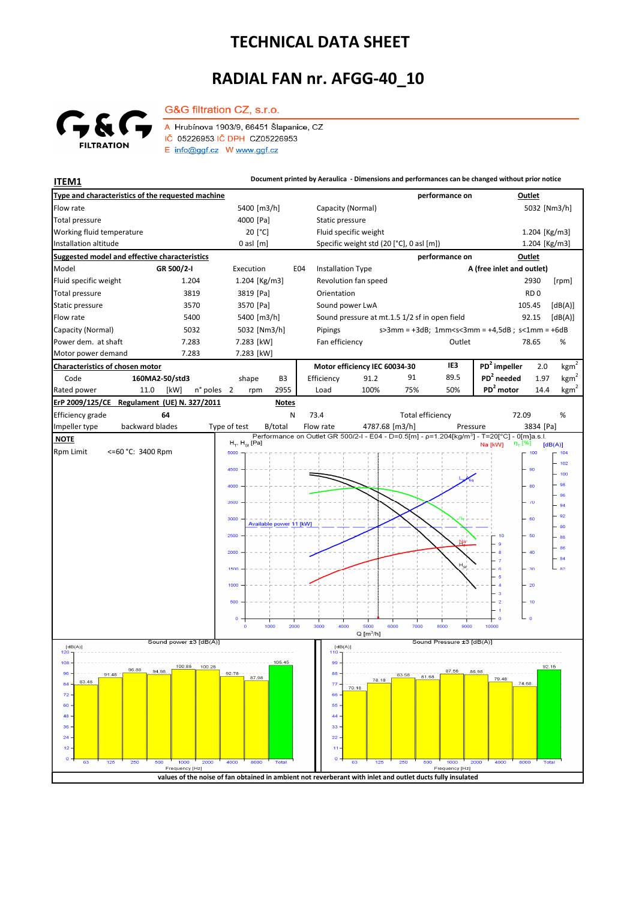# TECHNICAL DATA SHEET

## RADIAL FAN nr. AFGG-40_10

G&G FILTRATION

G&G filtration CZ, s.r.o.

A Hrubínova 1903/9, 66451 Šlapanice, CZ
IČ 05226953 IČ DPH CZ05226953
E info@ggf.cz W www.ggf.cz

**ITEM1**

**Document printed by Aeraulica - Dimensions and performances can be changed without prior notice**

| **Type and characteristics of the requested machine** | | | | **performance on** | **Outlet** |
|---|---|---|---|---|---|
| Flow rate | | 5400 [m3/h] | Capacity (Normal) | | 5032 [Nm3/h] |
| Total pressure | | 4000 [Pa] | Static pressure | | |
| Working fluid temperature | | 20 [°C] | Fluid specific weight | | 1.204 [Kg/m3] |
| Installation altitude | | 0 asl [m] | Specific weight std (20 [°C], 0 asl [m]) | | 1.204 [Kg/m3] |

| **Suggested model and effective characteristics** | | | | **performance on** | **Outlet** |
|---|---|---|---|---|---|
| Model | GR 500/2-I | Execution E04 | Installation Type | A (free inlet and outlet) | |
| Fluid specific weight | 1.204 | 1.204 [Kg/m3] | Revolution fan speed | 2930 | [rpm] |
| Total pressure | 3819 | 3819 [Pa] | Orientation | RD 0 | |
| Static pressure | 3570 | 3570 [Pa] | Sound power LwA | 105.45 | [dB(A)] |
| Flow rate | 5400 | 5400 [m3/h] | Sound pressure at mt.1.5 1/2 sf in open field | 92.15 | [dB(A)] |
| Capacity (Normal) | 5032 | 5032 [Nm3/h] | Pipings | s>3mm = +3dB; 1mm<s<3mm = +4,5dB ; s<1mm = +6dB | |
| Power dem. at shaft | 7.283 | 7.283 [kW] | Fan efficiency | Outlet 78.65 | % |
| Motor power demand | 7.283 | 7.283 [kW] | | | |

| **Characteristics of chosen motor** | | | | | | **Motor efficiency IEC 60034-30** | | | IE3 | | | |
|---|---|---|---|---|---|---|---|---|---|---|---|---|
| Code | 160MA2-50/std3 | shape | B3 | | | Efficiency | 91.2 | 91 | 89.5 | $PD^2$ impeller | 2.0 | $kgm^2$ |
| Rated power | 11.0 [kW] | n° poles | 2 | rpm | 2955 | Load | 100% | 75% | 50% | $PD^2$ needed | 1.97 | $kgm^2$ |
| | | | | | | | | | | $PD^2$ motor | 14.4 | $kgm^2$ |

| **ErP 2009/125/CE Regulament (UE) N. 327/2011** | | **Notes** | | | | |
|---|---|---|---|---|---|---|
| Efficiency grade | 64 | N | 73.4 | Total efficiency | 72.09 | % |
| Impeller type | backward blades | Type of test B/total | Flow rate 4787.68 [m3/h] | Pressure | 3834 [Pa] | |

**NOTE**

Rpm Limit <=60 °C: 3400 Rpm

Performance on Outlet GR 500/2-I - E04 - D=0.5[m] - ρ=1.204[kg/m³] - T=20[°C] - 0[m]a.s.l.

Sound power ±3 [dB(A)]

| Frequency [Hz] | 63 | 125 | 250 | 500 | 1000 | 2000 | 4000 | 8000 | Total |
|---|---|---|---|---|---|---|---|---|---|
| [dB(A)] | 83.48 | 91.48 | 96.88 | 94.98 | 100.88 | 100.28 | 92.78 | 87.98 | 105.45 |

Sound Pressure ±3 [dB(A)]

| Frequency [Hz] | 63 | 125 | 250 | 500 | 1000 | 2000 | 4000 | 8000 | Total |
|---|---|---|---|---|---|---|---|---|---|
| [dB(A)] | 70.18 | 78.18 | 83.58 | 81.68 | 87.58 | 86.98 | 79.48 | 74.68 | 92.15 |

**values of the noise of fan obtained in ambient not reverberant with inlet and outlet ducts fully insulated**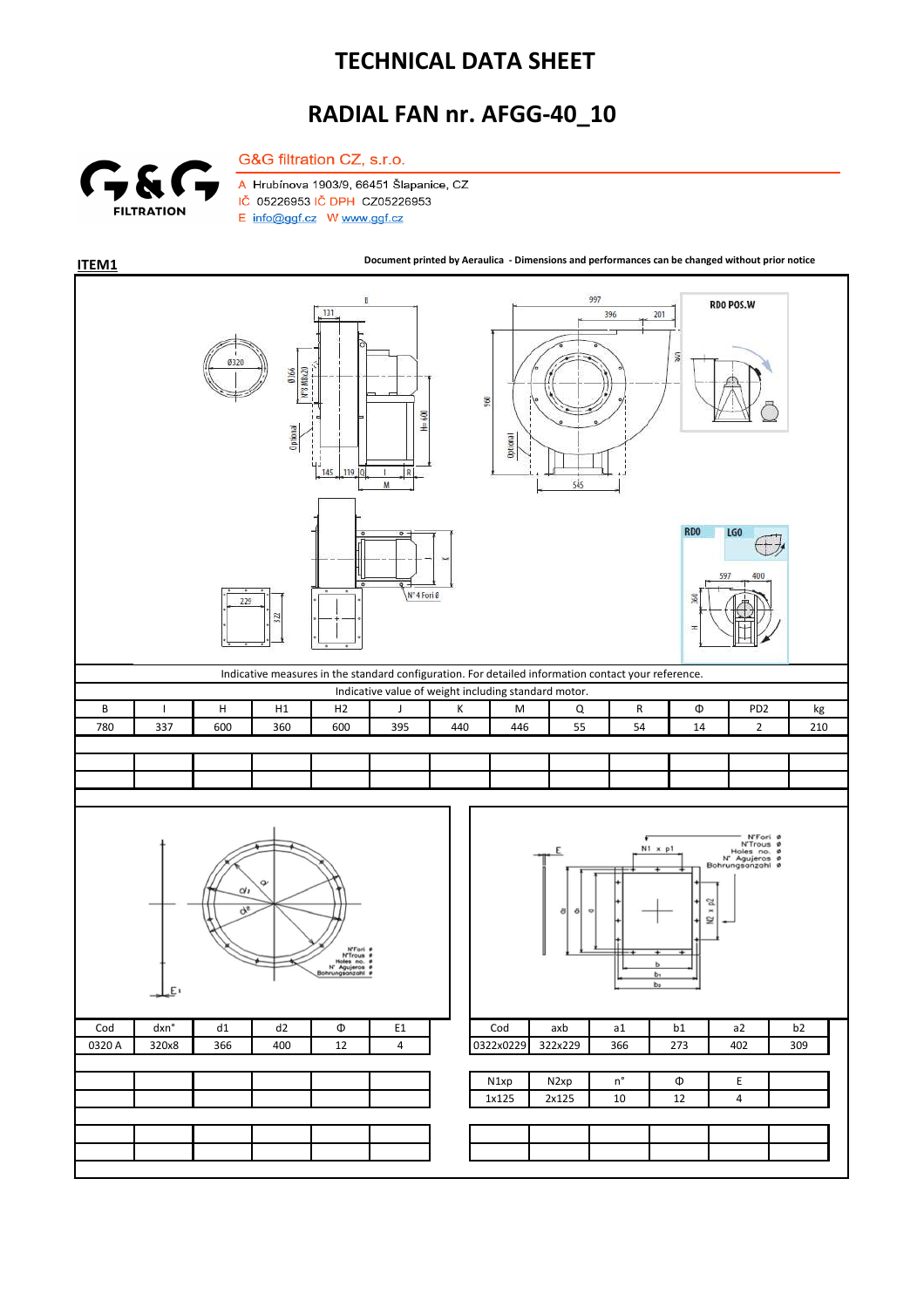# TECHNICAL DATA SHEET

## RADIAL FAN nr. AFGG-40_10

G&G filtration CZ, s.r.o.

A Hrubínova 1903/9, 66451 Šlapanice, CZ
IČ 05226953 IČ DPH CZ05226953
E info@ggf.cz W www.ggf.cz

**ITEM1**

**Document printed by Aeraulica - Dimensions and performances can be changed without prior notice**

Indicative measures in the standard configuration. For detailed information contact your reference.

Indicative value of weight including standard motor.

| B | I | H | H1 | H2 | J | K | M | Q | R | Φ | PD2 | kg |
|---|---|---|---|---|---|---|---|---|---|---|---|---|
| 780 | 337 | 600 | 360 | 600 | 395 | 440 | 446 | 55 | 54 | 14 | 2 | 210 |

| Cod | dxn° | d1 | d2 | Φ | E1 |
|---|---|---|---|---|---|
| 0320 A | 320x8 | 366 | 400 | 12 | 4 |

| Cod | axb | a1 | b1 | a2 | b2 |
|---|---|---|---|---|---|
| 0322x0229 | 322x229 | 366 | 273 | 402 | 309 |

| N1xp | N2xp | n° | Φ | E |
|---|---|---|---|---|
| 1x125 | 2x125 | 10 | 12 | 4 |